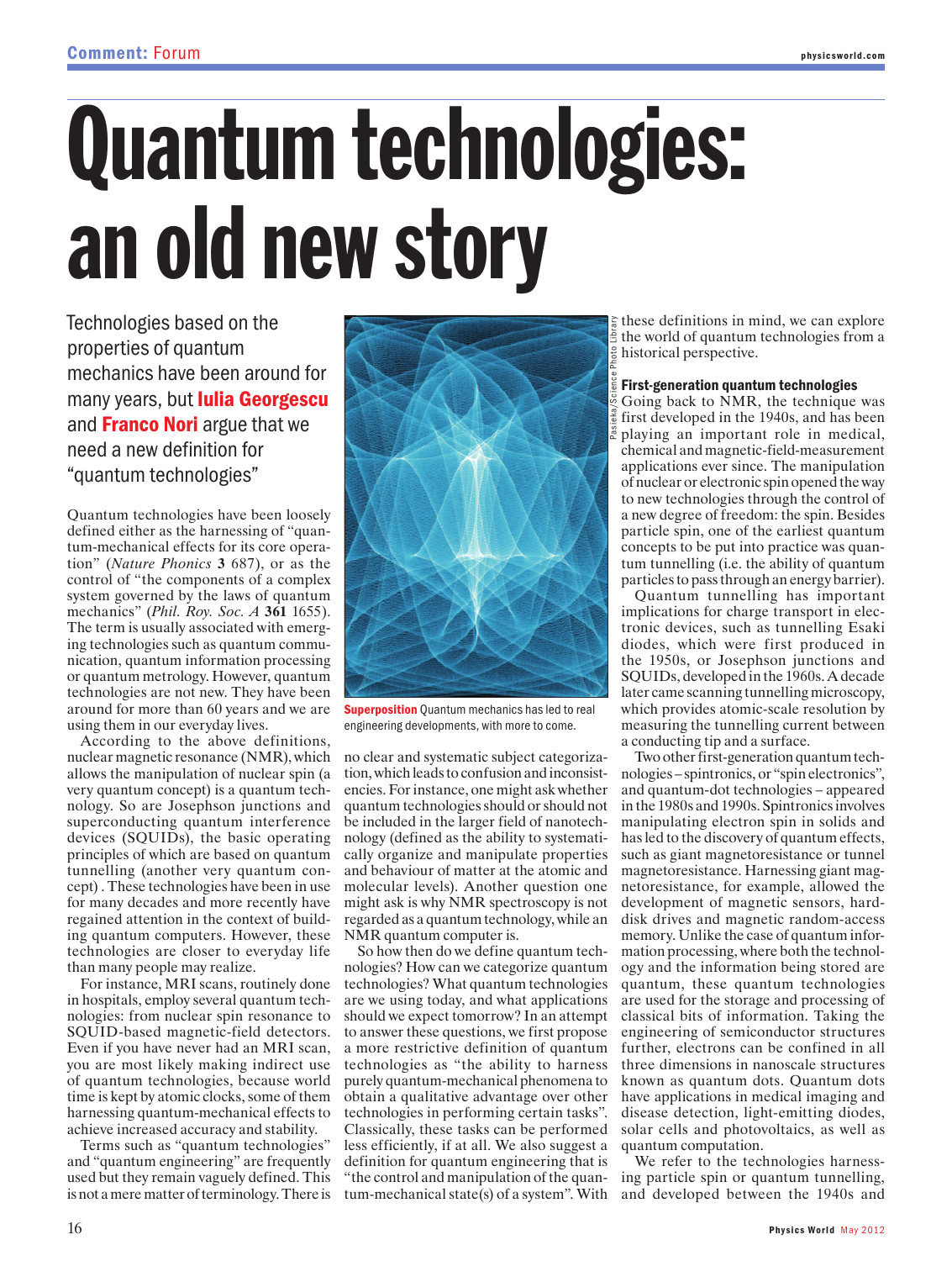# Quantum technologies: an old new story

Technologies based on the properties of quantum mechanics have been around for many years, but **Iulia Georgescu** and **Franco Nori** argue that we need a new definition for "quantum technologies"

Quantum technologies have been loosely defined either as the harnessing of "quantum-mechanical effects for its core operation" (*Nature Phonics* **3** 687), or as the control of "the components of a complex system governed by the laws of quantum mechanics" (*Phil. Roy. Soc. A* **361** 1655). The term is usually associated with emerging technologies such as quantum communication, quantum information processing or quantum metrology. However, quantum technologies are not new. They have been around for more than 60 years and we are using them in our everyday lives.

According to the above definitions, nuclear magnetic resonance (NMR), which allows the manipulation of nuclear spin (a very quantum concept) is a quantum technology. So are Josephson junctions and superconducting quantum interference devices (SQUIDs), the basic operating principles of which are based on quantum tunnelling (another very quantum concept) . These technologies have been in use for many decades and more recently have regained attention in the context of building quantum computers. However, these technologies are closer to everyday life than many people may realize.

For instance, MRI scans, routinely done in hospitals, employ several quantum technologies: from nuclear spin resonance to SQUID-based magnetic-field detectors. Even if you have never had an MRI scan, you are most likely making indirect use of quantum technologies, because world time is kept by atomic clocks, some of them harnessing quantum-mechanical effects to achieve increased accuracy and stability.

Terms such as "quantum technologies" and "quantum engineering" are frequently used but they remain vaguely defined. This is not a mere matter of terminology. There is no clear and systematic subject categorization, which leads to confusion and inconsistencies. For instance, one might ask whether quantum technologies should or should not be included in the larger field of nanotechnology (defined as the ability to systematically organize and manipulate properties and behaviour of matter at the atomic and molecular levels). Another question one might ask is why NMR spectroscopy is not regarded as a quantum technology, while an NMR quantum computer is.

**Superposition** Quantum mechanics has led to real engineering developments, with more to come.

So how then do we define quantum technologies? How can we categorize quantum technologies? What quantum technologies are we using today, and what applications should we expect tomorrow? In an attempt to answer these questions, we first propose a more restrictive definition of quantum technologies as "the ability to harness purely quantum-mechanical phenomena to obtain a qualitative advantage over other technologies in performing certain tasks". Classically, these tasks can be performed less efficiently, if at all. We also suggest a definition for quantum engineering that is "the control and manipulation of the quantum-mechanical state(s) of a system". With these definitions in mind, we can explore the world of quantum technologies from a historical perspective.

### First-generation quantum technologies

Going back to NMR, the technique was first developed in the 1940s, and has been playing an important role in medical, chemical and magnetic-field-measurement applications ever since. The manipulation of nuclear or electronic spin opened the way to new technologies through the control of a new degree of freedom: the spin. Besides particle spin, one of the earliest quantum concepts to be put into practice was quantum tunnelling (i.e. the ability of quantum particles to pass through an energy barrier).

Quantum tunnelling has important implications for charge transport in electronic devices, such as tunnelling Esaki diodes, which were first produced in the 1950s, or Josephson junctions and SQUIDs, developed in the 1960s. A decade later came scanning tunnelling microscopy, which provides atomic-scale resolution by measuring the tunnelling current between a conducting tip and a surface.

Two other first-generation quantum technologies – spintronics, or "spin electronics", and quantum-dot technologies – appeared in the 1980s and 1990s. Spintronics involves manipulating electron spin in solids and has led to the discovery of quantum effects, such as giant magnetoresistance or tunnel magnetoresistance. Harnessing giant magnetoresistance, for example, allowed the development of magnetic sensors, hard-disk drives and magnetic random-access memory. Unlike the case of quantum information processing, where both the technology and the information being stored are quantum, these quantum technologies are used for the storage and processing of classical bits of information. Taking the engineering of semiconductor structures further, electrons can be confined in all three dimensions in nanoscale structures known as quantum dots. Quantum dots have applications in medical imaging and disease detection, light-emitting diodes, solar cells and photovoltaics, as well as quantum computation.

We refer to the technologies harnessing particle spin or quantum tunnelling, and developed between the 1940s and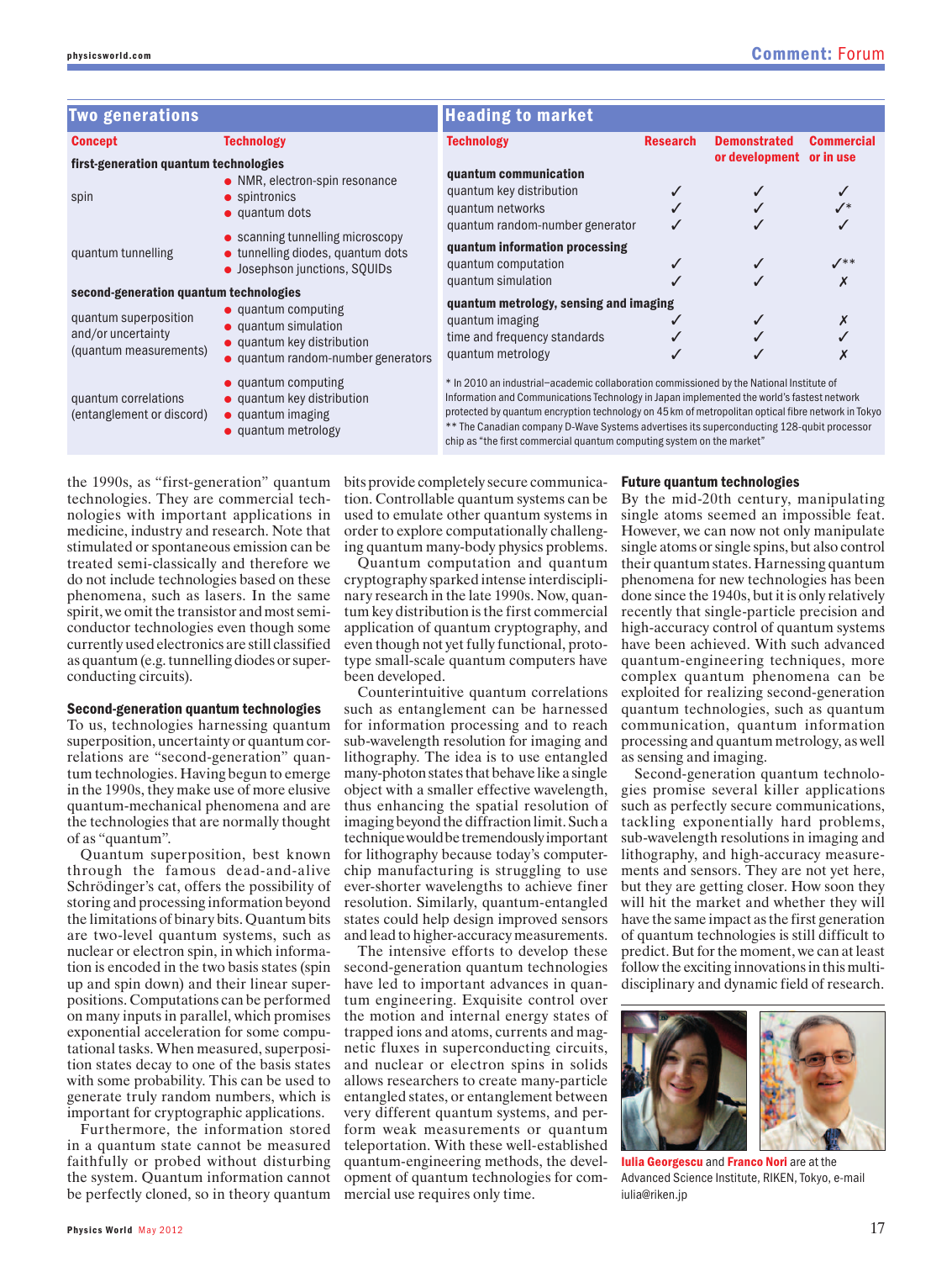## Two generations

| Concept | Technology |
|---|---|
| **first-generation quantum technologies** | |
| spin | • NMR, electron-spin resonance<br>• spintronics<br>• quantum dots |
| quantum tunnelling | • scanning tunnelling microscopy<br>• tunnelling diodes, quantum dots<br>• Josephson junctions, SQUIDs |
| **second-generation quantum technologies** | |
| quantum superposition and/or uncertainty (quantum measurements) | • quantum computing<br>• quantum simulation<br>• quantum key distribution<br>• quantum random-number generators |
| quantum correlations (entanglement or discord) | • quantum computing<br>• quantum key distribution<br>• quantum imaging<br>• quantum metrology |

## Heading to market

| Technology | Research | Demonstrated or development | Commercial or in use |
|---|---|---|---|
| **quantum communication** | | | |
| quantum key distribution | ✓ | ✓ | ✓ |
| quantum networks | ✓ | ✓ | ✓* |
| quantum random-number generator | ✓ | ✓ | ✓ |
| **quantum information processing** | | | |
| quantum computation | ✓ | ✓ | ✓** |
| quantum simulation | ✓ | ✓ | ✗ |
| **quantum metrology, sensing and imaging** | | | |
| quantum imaging | ✓ | ✓ | ✗ |
| time and frequency standards | ✓ | ✓ | ✓ |
| quantum metrology | ✓ | ✓ | ✗ |

\* In 2010 an industrial–academic collaboration commissioned by the National Institute of Information and Communications Technology in Japan implemented the world's fastest network protected by quantum encryption technology on 45 km of metropolitan optical fibre network in Tokyo
\*\* The Canadian company D-Wave Systems advertises its superconducting 128-qubit processor chip as "the first commercial quantum computing system on the market"

the 1990s, as "first-generation" quantum technologies. They are commercial technologies with important applications in medicine, industry and research. Note that stimulated or spontaneous emission can be treated semi-classically and therefore we do not include technologies based on these phenomena, such as lasers. In the same spirit, we omit the transistor and most semiconductor technologies even though some currently used electronics are still classified as quantum (e.g. tunnelling diodes or superconducting circuits).

### Second-generation quantum technologies

To us, technologies harnessing quantum superposition, uncertainty or quantum correlations are "second-generation" quantum technologies. Having begun to emerge in the 1990s, they make use of more elusive quantum-mechanical phenomena and are the technologies that are normally thought of as "quantum".

Quantum superposition, best known through the famous dead-and-alive Schrödinger's cat, offers the possibility of storing and processing information beyond the limitations of binary bits. Quantum bits are two-level quantum systems, such as nuclear or electron spin, in which information is encoded in the two basis states (spin up and spin down) and their linear superpositions. Computations can be performed on many inputs in parallel, which promises exponential acceleration for some computational tasks. When measured, superposition states decay to one of the basis states with some probability. This can be used to generate truly random numbers, which is important for cryptographic applications.

Furthermore, the information stored in a quantum state cannot be measured faithfully or probed without disturbing the system. Quantum information cannot be perfectly cloned, so in theory quantum bits provide completely secure communication. Controllable quantum systems can be used to emulate other quantum systems in order to explore computationally challenging quantum many-body physics problems.

Quantum computation and quantum cryptography sparked intense interdisciplinary research in the late 1990s. Now, quantum key distribution is the first commercial application of quantum cryptography, and even though not yet fully functional, prototype small-scale quantum computers have been developed.

Counterintuitive quantum correlations such as entanglement can be harnessed for information processing and to reach sub-wavelength resolution for imaging and lithography. The idea is to use entangled many-photon states that behave like a single object with a smaller effective wavelength, thus enhancing the spatial resolution of imaging beyond the diffraction limit. Such a technique would be tremendously important for lithography because today's computer-chip manufacturing is struggling to use ever-shorter wavelengths to achieve finer resolution. Similarly, quantum-entangled states could help design improved sensors and lead to higher-accuracy measurements.

The intensive efforts to develop these second-generation quantum technologies have led to important advances in quantum engineering. Exquisite control over the motion and internal energy states of trapped ions and atoms, currents and magnetic fluxes in superconducting circuits, and nuclear or electron spins in solids allows researchers to create many-particle entangled states, or entanglement between very different quantum systems, and perform weak measurements or quantum teleportation. With these well-established quantum-engineering methods, the development of quantum technologies for commercial use requires only time.

### Future quantum technologies

By the mid-20th century, manipulating single atoms seemed an impossible feat. However, we can now not only manipulate single atoms or single spins, but also control their quantum states. Harnessing quantum phenomena for new technologies has been done since the 1940s, but it is only relatively recently that single-particle precision and high-accuracy control of quantum systems have been achieved. With such advanced quantum-engineering techniques, more complex quantum phenomena can be exploited for realizing second-generation quantum technologies, such as quantum communication, quantum information processing and quantum metrology, as well as sensing and imaging.

Second-generation quantum technologies promise several killer applications such as perfectly secure communications, tackling exponentially hard problems, sub-wavelength resolutions in imaging and lithography, and high-accuracy measurements and sensors. They are not yet here, but they are getting closer. How soon they will hit the market and whether they will have the same impact as the first generation of quantum technologies is still difficult to predict. But for the moment, we can at least follow the exciting innovations in this multidisciplinary and dynamic field of research.

**Iulia Georgescu** and **Franco Nori** are at the Advanced Science Institute, RIKEN, Tokyo, e-mail iulia@riken.jp